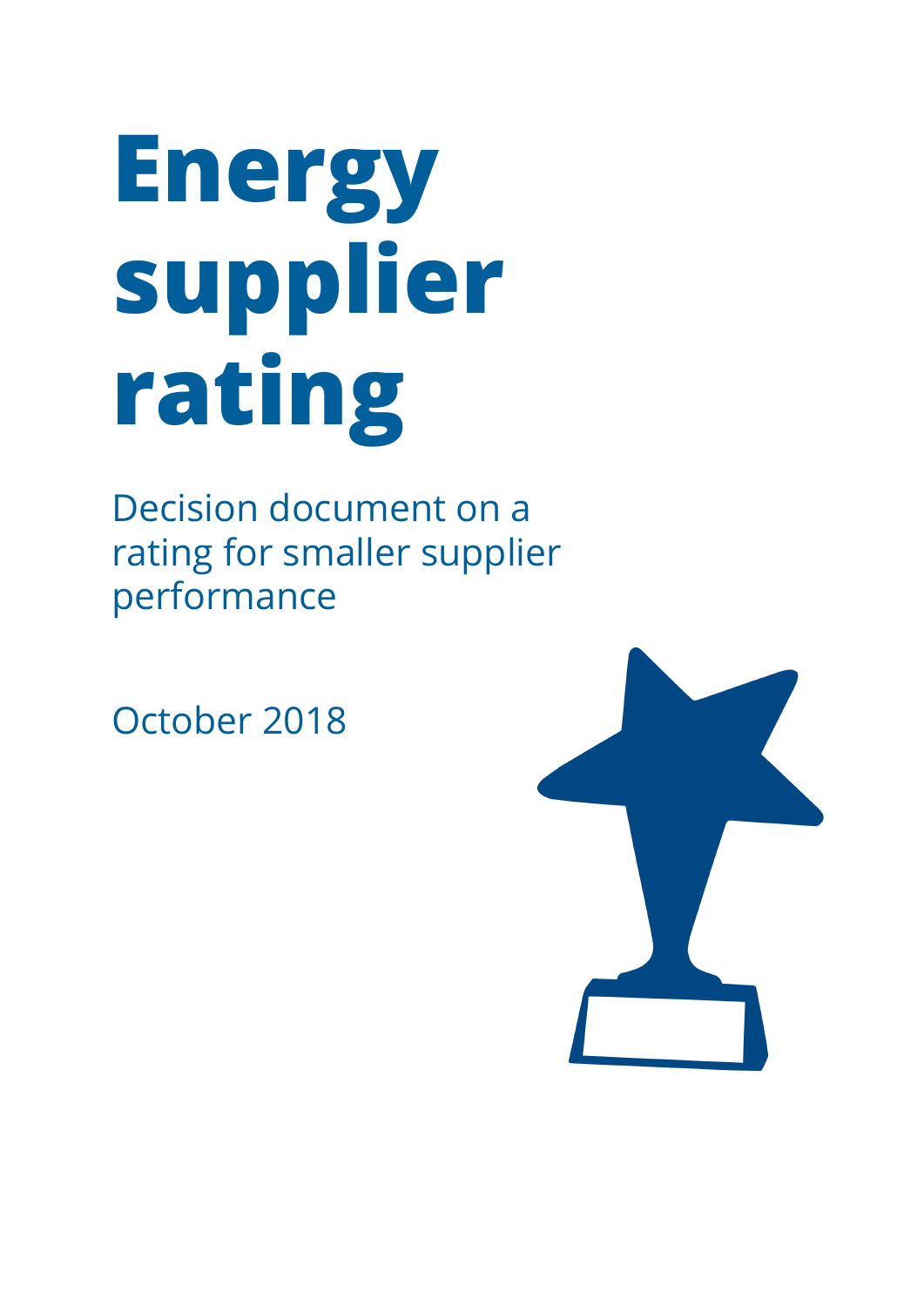# Energy supplier rating

Decision document on a rating for smaller supplier performance

October 2018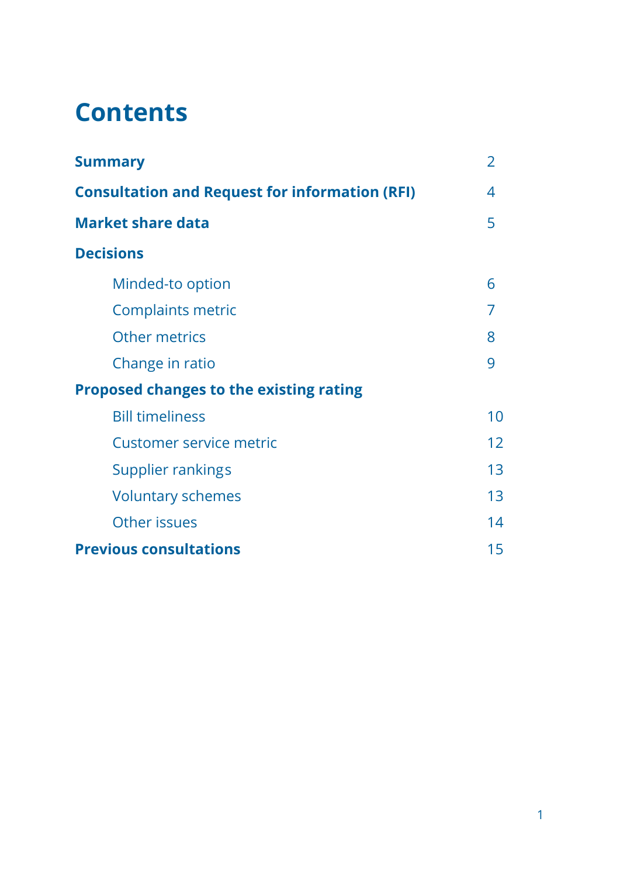# Contents

| | |
|---|---|
| **Summary** | 2 |
| **Consultation and Request for information (RFI)** | 4 |
| **Market share data** | 5 |
| **Decisions** | |
| Minded-to option | 6 |
| Complaints metric | 7 |
| Other metrics | 8 |
| Change in ratio | 9 |
| **Proposed changes to the existing rating** | |
| Bill timeliness | 10 |
| Customer service metric | 12 |
| Supplier rankings | 13 |
| Voluntary schemes | 13 |
| Other issues | 14 |
| **Previous consultations** | 15 |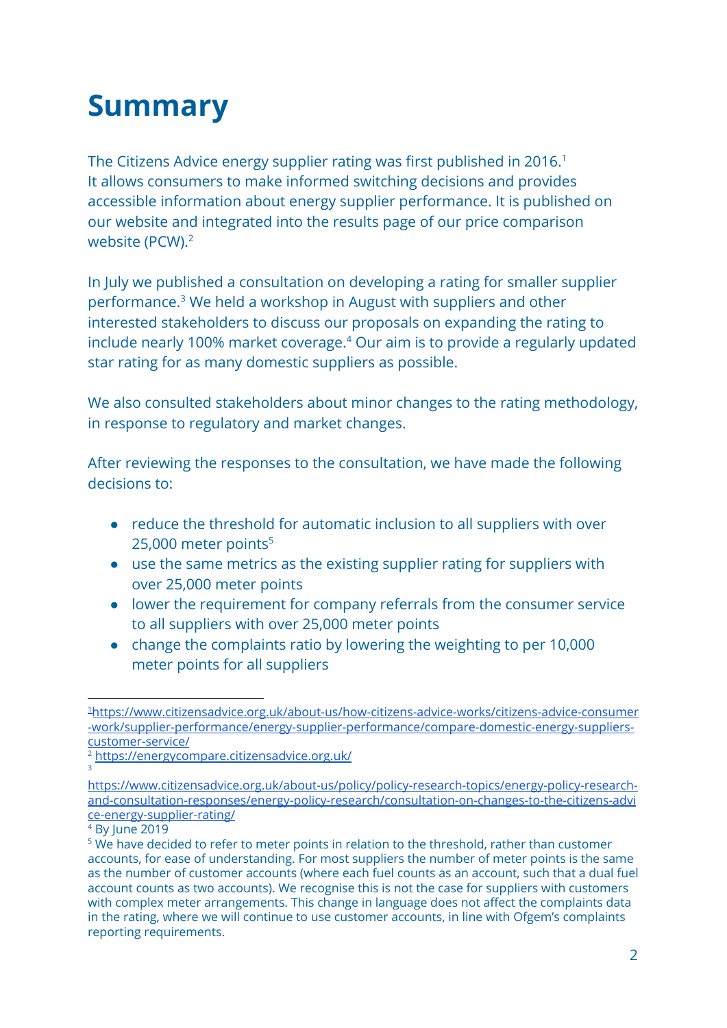# Summary

The Citizens Advice energy supplier rating was first published in 2016.[1] It allows consumers to make informed switching decisions and provides accessible information about energy supplier performance. It is published on our website and integrated into the results page of our price comparison website (PCW).[2]

In July we published a consultation on developing a rating for smaller supplier performance.[3] We held a workshop in August with suppliers and other interested stakeholders to discuss our proposals on expanding the rating to include nearly 100% market coverage.[4] Our aim is to provide a regularly updated star rating for as many domestic suppliers as possible.

We also consulted stakeholders about minor changes to the rating methodology, in response to regulatory and market changes.

After reviewing the responses to the consultation, we have made the following decisions to:

- reduce the threshold for automatic inclusion to all suppliers with over 25,000 meter points[5]
- use the same metrics as the existing supplier rating for suppliers with over 25,000 meter points
- lower the requirement for company referrals from the consumer service to all suppliers with over 25,000 meter points
- change the complaints ratio by lowering the weighting to per 10,000 meter points for all suppliers

---

[1] https://www.citizensadvice.org.uk/about-us/how-citizens-advice-works/citizens-advice-consumer-work/supplier-performance/energy-supplier-performance/compare-domestic-energy-suppliers-customer-service/

[2] https://energycompare.citizensadvice.org.uk/

[3] https://www.citizensadvice.org.uk/about-us/policy/policy-research-topics/energy-policy-research-and-consultation-responses/energy-policy-research/consultation-on-changes-to-the-citizens-advice-energy-supplier-rating/

[4] By June 2019

[5] We have decided to refer to meter points in relation to the threshold, rather than customer accounts, for ease of understanding. For most suppliers the number of meter points is the same as the number of customer accounts (where each fuel counts as an account, such that a dual fuel account counts as two accounts). We recognise this is not the case for suppliers with customers with complex meter arrangements. This change in language does not affect the complaints data in the rating, where we will continue to use customer accounts, in line with Ofgem's complaints reporting requirements.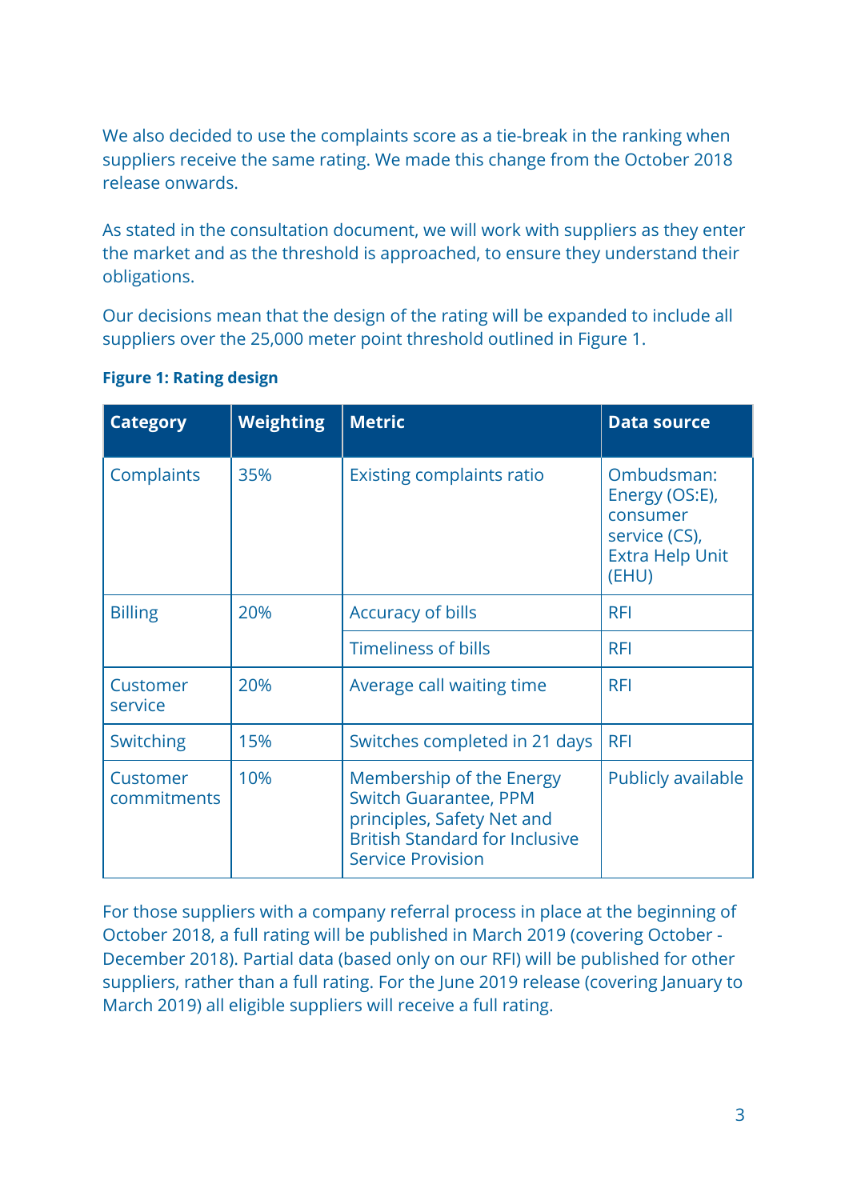We also decided to use the complaints score as a tie-break in the ranking when suppliers receive the same rating. We made this change from the October 2018 release onwards.

As stated in the consultation document, we will work with suppliers as they enter the market and as the threshold is approached, to ensure they understand their obligations.

Our decisions mean that the design of the rating will be expanded to include all suppliers over the 25,000 meter point threshold outlined in Figure 1.

**Figure 1: Rating design**

| Category | Weighting | Metric | Data source |
|---|---|---|---|
| Complaints | 35% | Existing complaints ratio | Ombudsman: Energy (OS:E), consumer service (CS), Extra Help Unit (EHU) |
| Billing | 20% | Accuracy of bills | RFI |
| | | Timeliness of bills | RFI |
| Customer service | 20% | Average call waiting time | RFI |
| Switching | 15% | Switches completed in 21 days | RFI |
| Customer commitments | 10% | Membership of the Energy Switch Guarantee, PPM principles, Safety Net and British Standard for Inclusive Service Provision | Publicly available |

For those suppliers with a company referral process in place at the beginning of October 2018, a full rating will be published in March 2019 (covering October - December 2018). Partial data (based only on our RFI) will be published for other suppliers, rather than a full rating. For the June 2019 release (covering January to March 2019) all eligible suppliers will receive a full rating.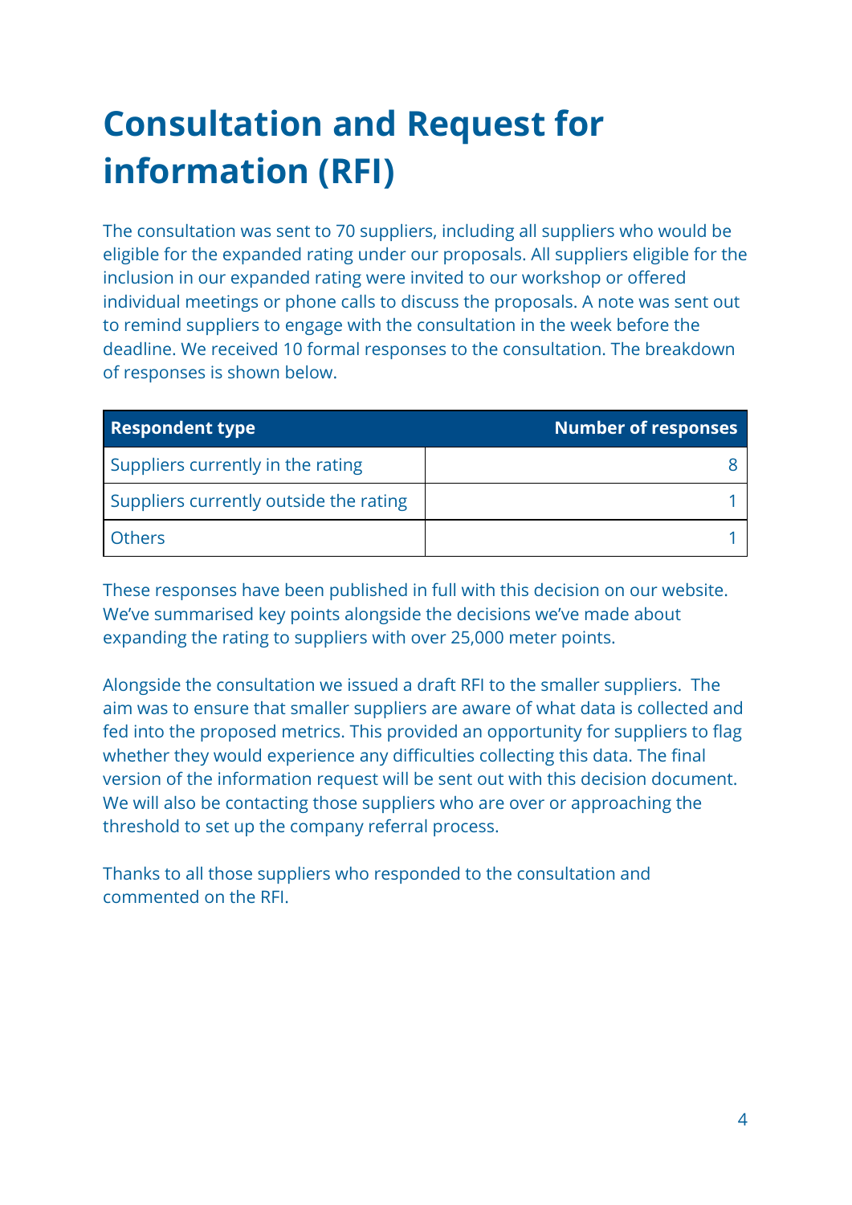# Consultation and Request for information (RFI)

The consultation was sent to 70 suppliers, including all suppliers who would be eligible for the expanded rating under our proposals. All suppliers eligible for the inclusion in our expanded rating were invited to our workshop or offered individual meetings or phone calls to discuss the proposals. A note was sent out to remind suppliers to engage with the consultation in the week before the deadline. We received 10 formal responses to the consultation. The breakdown of responses is shown below.

| Respondent type | Number of responses |
|---|---:|
| Suppliers currently in the rating | 8 |
| Suppliers currently outside the rating | 1 |
| Others | 1 |

These responses have been published in full with this decision on our website. We've summarised key points alongside the decisions we've made about expanding the rating to suppliers with over 25,000 meter points.

Alongside the consultation we issued a draft RFI to the smaller suppliers. The aim was to ensure that smaller suppliers are aware of what data is collected and fed into the proposed metrics. This provided an opportunity for suppliers to flag whether they would experience any difficulties collecting this data. The final version of the information request will be sent out with this decision document. We will also be contacting those suppliers who are over or approaching the threshold to set up the company referral process.

Thanks to all those suppliers who responded to the consultation and commented on the RFI.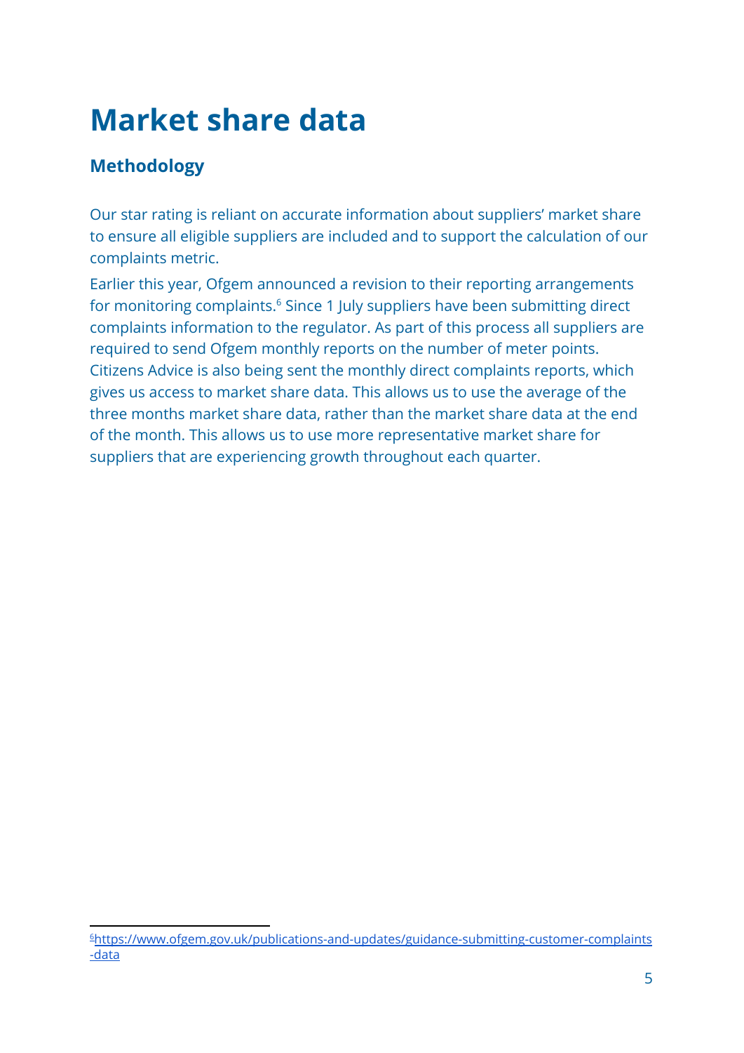# Market share data

## Methodology

Our star rating is reliant on accurate information about suppliers' market share to ensure all eligible suppliers are included and to support the calculation of our complaints metric.

Earlier this year, Ofgem announced a revision to their reporting arrangements for monitoring complaints.[6] Since 1 July suppliers have been submitting direct complaints information to the regulator. As part of this process all suppliers are required to send Ofgem monthly reports on the number of meter points. Citizens Advice is also being sent the monthly direct complaints reports, which gives us access to market share data. This allows us to use the average of the three months market share data, rather than the market share data at the end of the month. This allows us to use more representative market share for suppliers that are experiencing growth throughout each quarter.

[6] https://www.ofgem.gov.uk/publications-and-updates/guidance-submitting-customer-complaints-data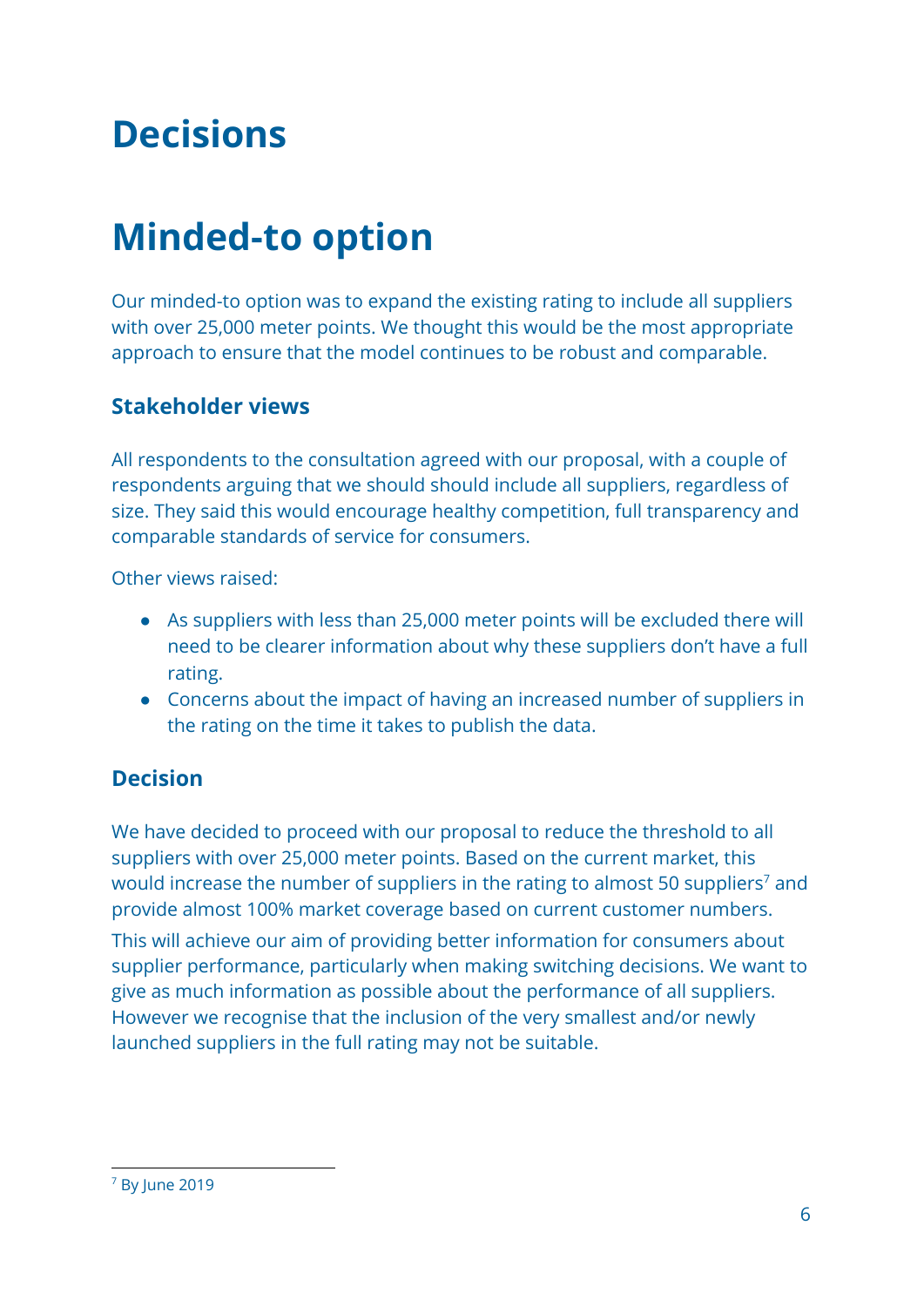# Decisions

# Minded-to option

Our minded-to option was to expand the existing rating to include all suppliers with over 25,000 meter points. We thought this would be the most appropriate approach to ensure that the model continues to be robust and comparable.

### Stakeholder views

All respondents to the consultation agreed with our proposal, with a couple of respondents arguing that we should should include all suppliers, regardless of size. They said this would encourage healthy competition, full transparency and comparable standards of service for consumers.

Other views raised:

- As suppliers with less than 25,000 meter points will be excluded there will need to be clearer information about why these suppliers don't have a full rating.
- Concerns about the impact of having an increased number of suppliers in the rating on the time it takes to publish the data.

### Decision

We have decided to proceed with our proposal to reduce the threshold to all suppliers with over 25,000 meter points. Based on the current market, this would increase the number of suppliers in the rating to almost 50 suppliers[7] and provide almost 100% market coverage based on current customer numbers.

This will achieve our aim of providing better information for consumers about supplier performance, particularly when making switching decisions. We want to give as much information as possible about the performance of all suppliers. However we recognise that the inclusion of the very smallest and/or newly launched suppliers in the full rating may not be suitable.

[7] By June 2019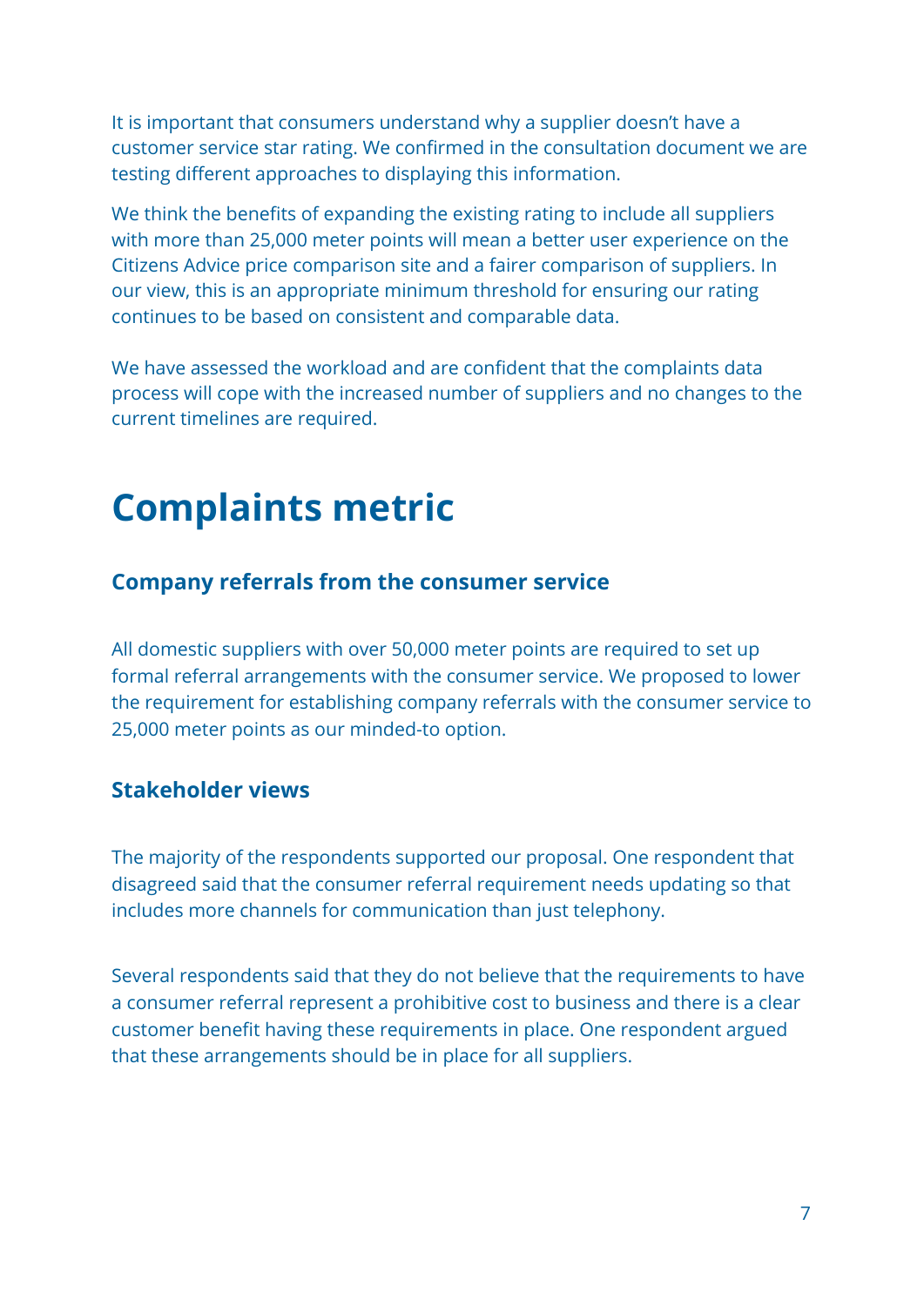It is important that consumers understand why a supplier doesn't have a customer service star rating. We confirmed in the consultation document we are testing different approaches to displaying this information.

We think the benefits of expanding the existing rating to include all suppliers with more than 25,000 meter points will mean a better user experience on the Citizens Advice price comparison site and a fairer comparison of suppliers. In our view, this is an appropriate minimum threshold for ensuring our rating continues to be based on consistent and comparable data.

We have assessed the workload and are confident that the complaints data process will cope with the increased number of suppliers and no changes to the current timelines are required.

# Complaints metric

### Company referrals from the consumer service

All domestic suppliers with over 50,000 meter points are required to set up formal referral arrangements with the consumer service. We proposed to lower the requirement for establishing company referrals with the consumer service to 25,000 meter points as our minded-to option.

### Stakeholder views

The majority of the respondents supported our proposal. One respondent that disagreed said that the consumer referral requirement needs updating so that includes more channels for communication than just telephony.

Several respondents said that they do not believe that the requirements to have a consumer referral represent a prohibitive cost to business and there is a clear customer benefit having these requirements in place. One respondent argued that these arrangements should be in place for all suppliers.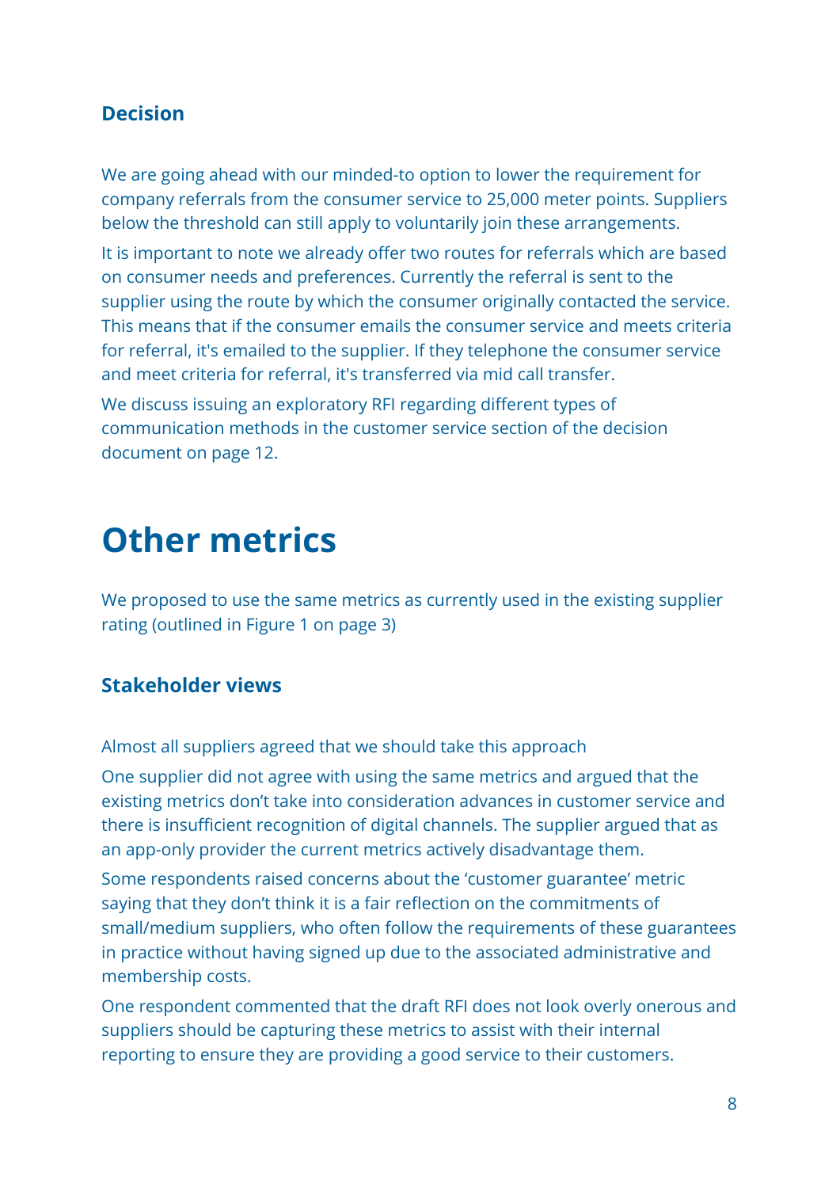### Decision

We are going ahead with our minded-to option to lower the requirement for company referrals from the consumer service to 25,000 meter points. Suppliers below the threshold can still apply to voluntarily join these arrangements.

It is important to note we already offer two routes for referrals which are based on consumer needs and preferences. Currently the referral is sent to the supplier using the route by which the consumer originally contacted the service. This means that if the consumer emails the consumer service and meets criteria for referral, it's emailed to the supplier. If they telephone the consumer service and meet criteria for referral, it's transferred via mid call transfer.

We discuss issuing an exploratory RFI regarding different types of communication methods in the customer service section of the decision document on page 12.

## Other metrics

We proposed to use the same metrics as currently used in the existing supplier rating (outlined in Figure 1 on page 3)

### Stakeholder views

Almost all suppliers agreed that we should take this approach

One supplier did not agree with using the same metrics and argued that the existing metrics don't take into consideration advances in customer service and there is insufficient recognition of digital channels. The supplier argued that as an app-only provider the current metrics actively disadvantage them.

Some respondents raised concerns about the 'customer guarantee' metric saying that they don't think it is a fair reflection on the commitments of small/medium suppliers, who often follow the requirements of these guarantees in practice without having signed up due to the associated administrative and membership costs.

One respondent commented that the draft RFI does not look overly onerous and suppliers should be capturing these metrics to assist with their internal reporting to ensure they are providing a good service to their customers.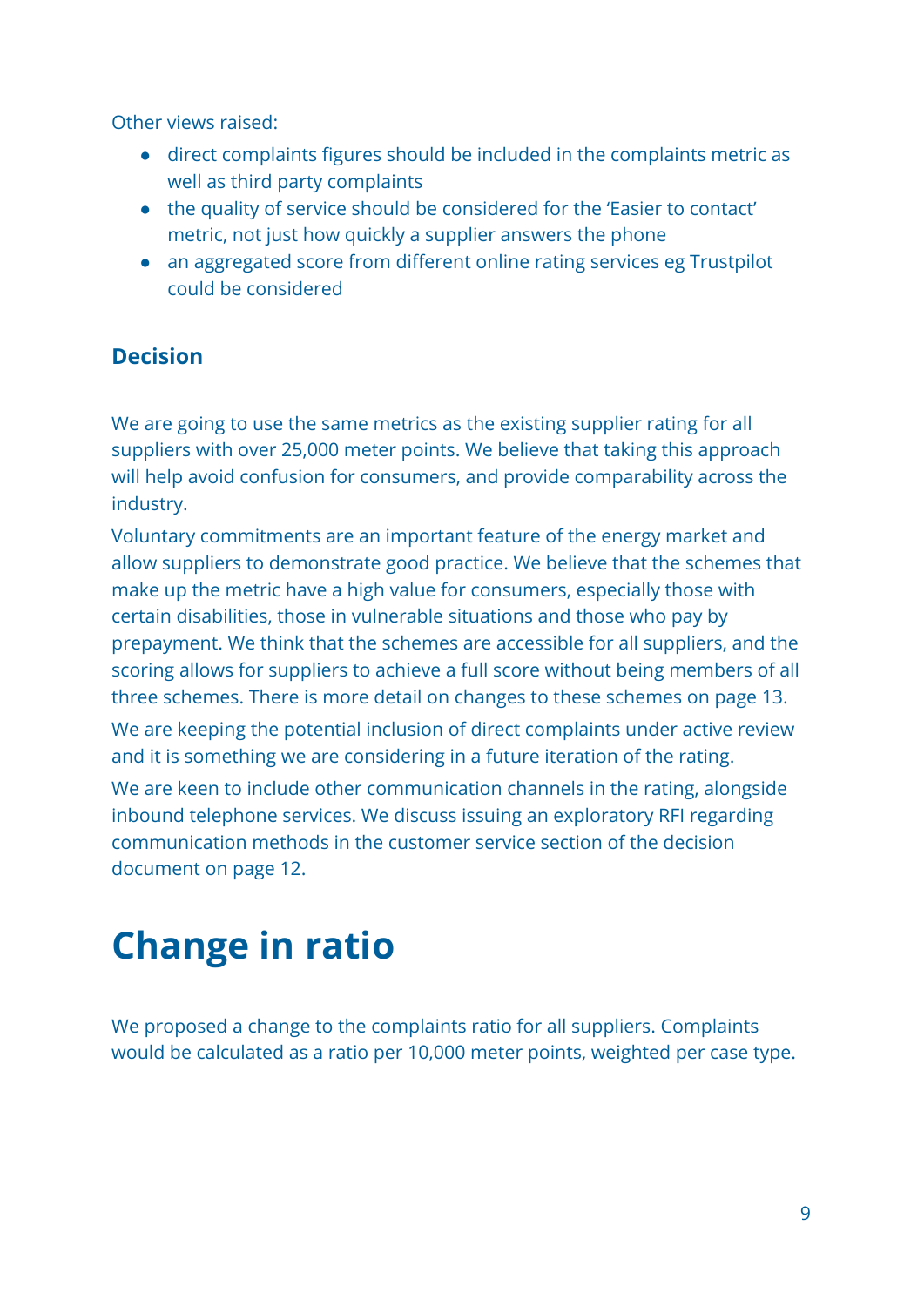Other views raised:

- direct complaints figures should be included in the complaints metric as well as third party complaints
- the quality of service should be considered for the 'Easier to contact' metric, not just how quickly a supplier answers the phone
- an aggregated score from different online rating services eg Trustpilot could be considered

### Decision

We are going to use the same metrics as the existing supplier rating for all suppliers with over 25,000 meter points. We believe that taking this approach will help avoid confusion for consumers, and provide comparability across the industry.

Voluntary commitments are an important feature of the energy market and allow suppliers to demonstrate good practice. We believe that the schemes that make up the metric have a high value for consumers, especially those with certain disabilities, those in vulnerable situations and those who pay by prepayment. We think that the schemes are accessible for all suppliers, and the scoring allows for suppliers to achieve a full score without being members of all three schemes. There is more detail on changes to these schemes on page 13.

We are keeping the potential inclusion of direct complaints under active review and it is something we are considering in a future iteration of the rating.

We are keen to include other communication channels in the rating, alongside inbound telephone services. We discuss issuing an exploratory RFI regarding communication methods in the customer service section of the decision document on page 12.

# Change in ratio

We proposed a change to the complaints ratio for all suppliers. Complaints would be calculated as a ratio per 10,000 meter points, weighted per case type.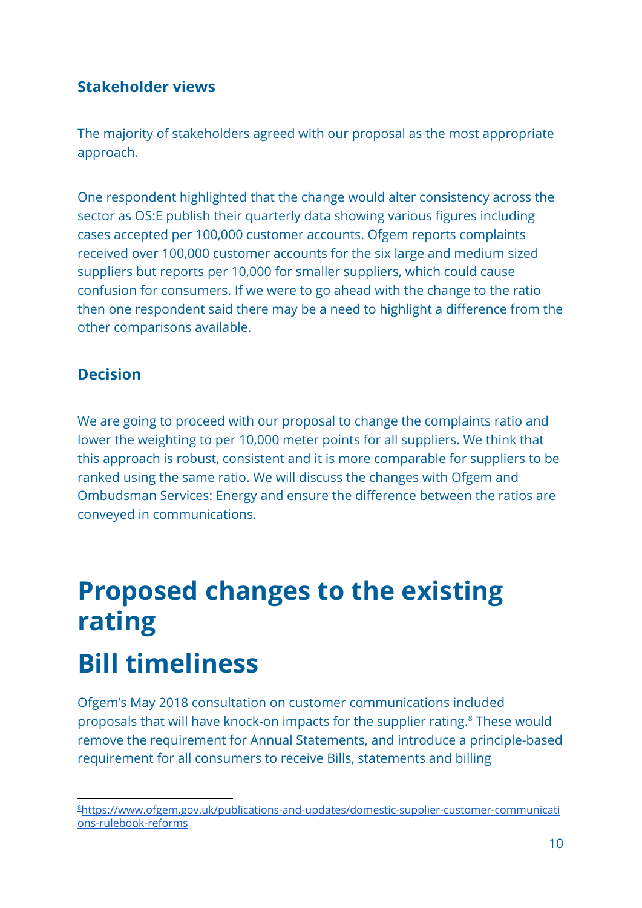### Stakeholder views

The majority of stakeholders agreed with our proposal as the most appropriate approach.

One respondent highlighted that the change would alter consistency across the sector as OS:E publish their quarterly data showing various figures including cases accepted per 100,000 customer accounts. Ofgem reports complaints received over 100,000 customer accounts for the six large and medium sized suppliers but reports per 10,000 for smaller suppliers, which could cause confusion for consumers. If we were to go ahead with the change to the ratio then one respondent said there may be a need to highlight a difference from the other comparisons available.

### Decision

We are going to proceed with our proposal to change the complaints ratio and lower the weighting to per 10,000 meter points for all suppliers. We think that this approach is robust, consistent and it is more comparable for suppliers to be ranked using the same ratio. We will discuss the changes with Ofgem and Ombudsman Services: Energy and ensure the difference between the ratios are conveyed in communications.

# Proposed changes to the existing rating

# Bill timeliness

Ofgem's May 2018 consultation on customer communications included proposals that will have knock-on impacts for the supplier rating.[8] These would remove the requirement for Annual Statements, and introduce a principle-based requirement for all consumers to receive Bills, statements and billing

[8] https://www.ofgem.gov.uk/publications-and-updates/domestic-supplier-customer-communications-rulebook-reforms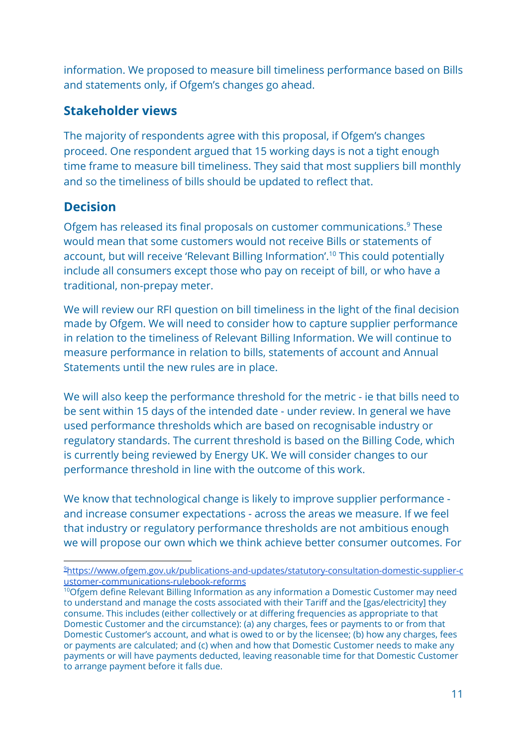information. We proposed to measure bill timeliness performance based on Bills and statements only, if Ofgem's changes go ahead.

## Stakeholder views

The majority of respondents agree with this proposal, if Ofgem's changes proceed. One respondent argued that 15 working days is not a tight enough time frame to measure bill timeliness. They said that most suppliers bill monthly and so the timeliness of bills should be updated to reflect that.

## Decision

Ofgem has released its final proposals on customer communications.[9] These would mean that some customers would not receive Bills or statements of account, but will receive 'Relevant Billing Information'.[10] This could potentially include all consumers except those who pay on receipt of bill, or who have a traditional, non-prepay meter.

We will review our RFI question on bill timeliness in the light of the final decision made by Ofgem. We will need to consider how to capture supplier performance in relation to the timeliness of Relevant Billing Information. We will continue to measure performance in relation to bills, statements of account and Annual Statements until the new rules are in place.

We will also keep the performance threshold for the metric - ie that bills need to be sent within 15 days of the intended date - under review. In general we have used performance thresholds which are based on recognisable industry or regulatory standards. The current threshold is based on the Billing Code, which is currently being reviewed by Energy UK. We will consider changes to our performance threshold in line with the outcome of this work.

We know that technological change is likely to improve supplier performance - and increase consumer expectations - across the areas we measure. If we feel that industry or regulatory performance thresholds are not ambitious enough we will propose our own which we think achieve better consumer outcomes. For

---

[9] https://www.ofgem.gov.uk/publications-and-updates/statutory-consultation-domestic-supplier-customer-communications-rulebook-reforms

[10] Ofgem define Relevant Billing Information as any information a Domestic Customer may need to understand and manage the costs associated with their Tariff and the [gas/electricity] they consume. This includes (either collectively or at differing frequencies as appropriate to that Domestic Customer and the circumstance): (a) any charges, fees or payments to or from that Domestic Customer's account, and what is owed to or by the licensee; (b) how any charges, fees or payments are calculated; and (c) when and how that Domestic Customer needs to make any payments or will have payments deducted, leaving reasonable time for that Domestic Customer to arrange payment before it falls due.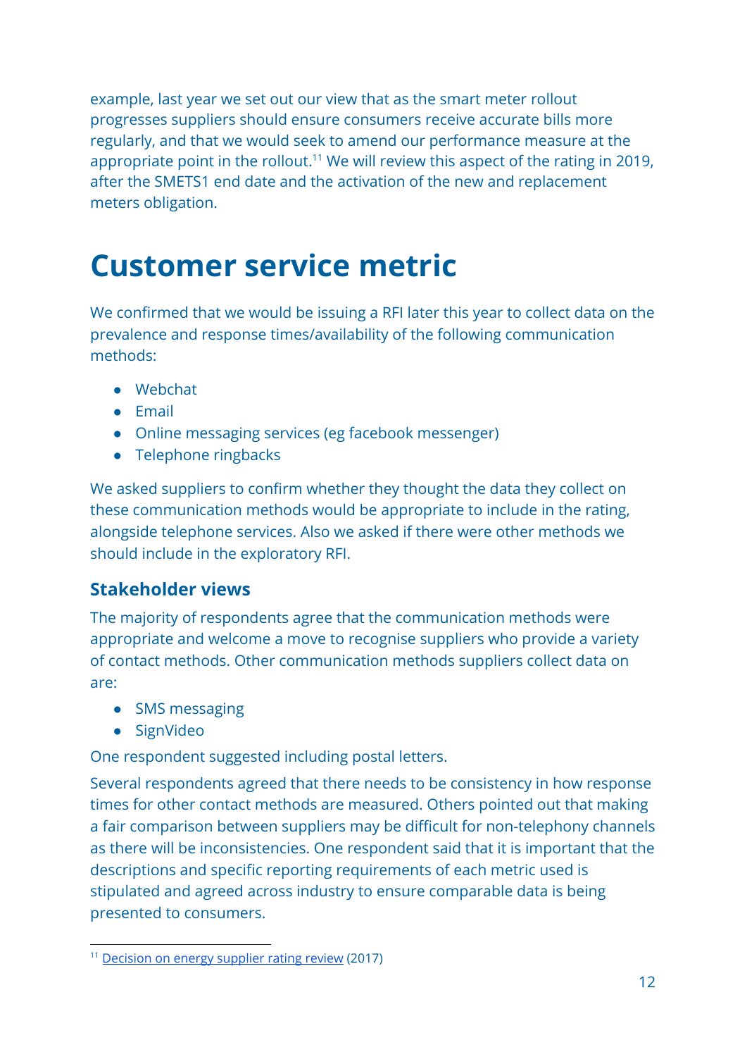example, last year we set out our view that as the smart meter rollout progresses suppliers should ensure consumers receive accurate bills more regularly, and that we would seek to amend our performance measure at the appropriate point in the rollout.[11] We will review this aspect of the rating in 2019, after the SMETS1 end date and the activation of the new and replacement meters obligation.

# Customer service metric

We confirmed that we would be issuing a RFI later this year to collect data on the prevalence and response times/availability of the following communication methods:

- Webchat
- Email
- Online messaging services (eg facebook messenger)
- Telephone ringbacks

We asked suppliers to confirm whether they thought the data they collect on these communication methods would be appropriate to include in the rating, alongside telephone services. Also we asked if there were other methods we should include in the exploratory RFI.

## Stakeholder views

The majority of respondents agree that the communication methods were appropriate and welcome a move to recognise suppliers who provide a variety of contact methods. Other communication methods suppliers collect data on are:

- SMS messaging
- SignVideo

One respondent suggested including postal letters.

Several respondents agreed that there needs to be consistency in how response times for other contact methods are measured. Others pointed out that making a fair comparison between suppliers may be difficult for non-telephony channels as there will be inconsistencies. One respondent said that it is important that the descriptions and specific reporting requirements of each metric used is stipulated and agreed across industry to ensure comparable data is being presented to consumers.

[11] Decision on energy supplier rating review (2017)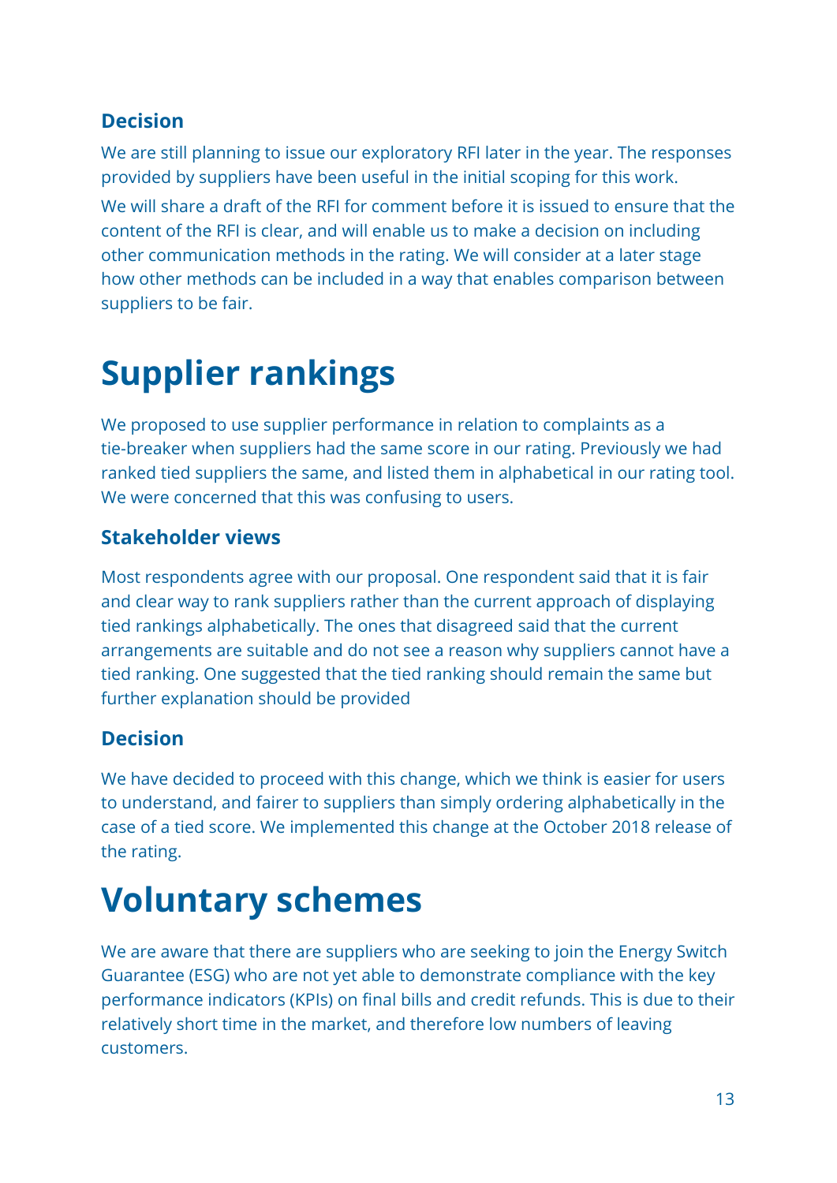### Decision

We are still planning to issue our exploratory RFI later in the year. The responses provided by suppliers have been useful in the initial scoping for this work.

We will share a draft of the RFI for comment before it is issued to ensure that the content of the RFI is clear, and will enable us to make a decision on including other communication methods in the rating. We will consider at a later stage how other methods can be included in a way that enables comparison between suppliers to be fair.

# Supplier rankings

We proposed to use supplier performance in relation to complaints as a tie-breaker when suppliers had the same score in our rating. Previously we had ranked tied suppliers the same, and listed them in alphabetical in our rating tool. We were concerned that this was confusing to users.

### Stakeholder views

Most respondents agree with our proposal. One respondent said that it is fair and clear way to rank suppliers rather than the current approach of displaying tied rankings alphabetically. The ones that disagreed said that the current arrangements are suitable and do not see a reason why suppliers cannot have a tied ranking. One suggested that the tied ranking should remain the same but further explanation should be provided

### Decision

We have decided to proceed with this change, which we think is easier for users to understand, and fairer to suppliers than simply ordering alphabetically in the case of a tied score. We implemented this change at the October 2018 release of the rating.

# Voluntary schemes

We are aware that there are suppliers who are seeking to join the Energy Switch Guarantee (ESG) who are not yet able to demonstrate compliance with the key performance indicators (KPIs) on final bills and credit refunds. This is due to their relatively short time in the market, and therefore low numbers of leaving customers.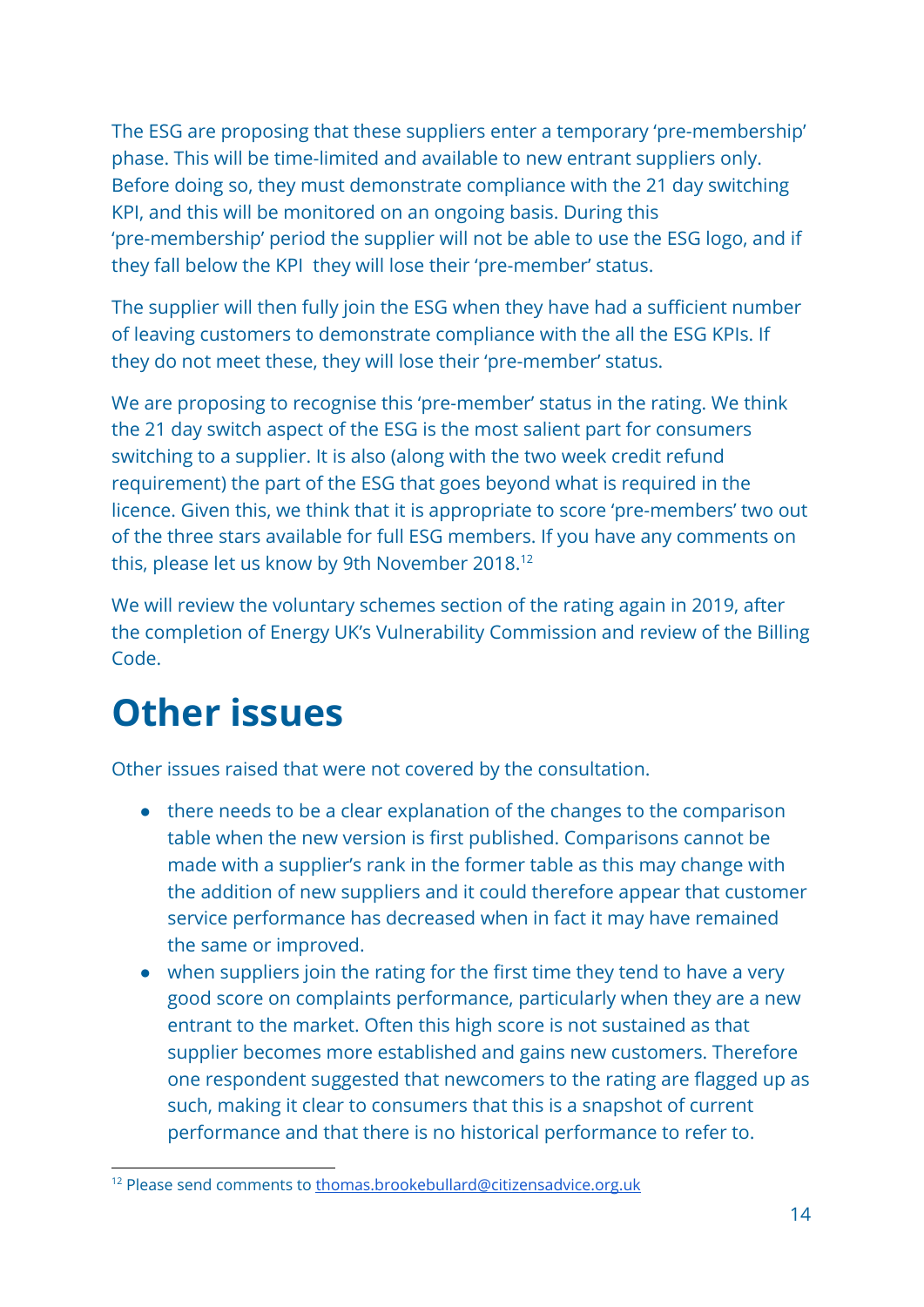The ESG are proposing that these suppliers enter a temporary 'pre-membership' phase. This will be time-limited and available to new entrant suppliers only. Before doing so, they must demonstrate compliance with the 21 day switching KPI, and this will be monitored on an ongoing basis. During this 'pre-membership' period the supplier will not be able to use the ESG logo, and if they fall below the KPI they will lose their 'pre-member' status.

The supplier will then fully join the ESG when they have had a sufficient number of leaving customers to demonstrate compliance with the all the ESG KPIs. If they do not meet these, they will lose their 'pre-member' status.

We are proposing to recognise this 'pre-member' status in the rating. We think the 21 day switch aspect of the ESG is the most salient part for consumers switching to a supplier. It is also (along with the two week credit refund requirement) the part of the ESG that goes beyond what is required in the licence. Given this, we think that it is appropriate to score 'pre-members' two out of the three stars available for full ESG members. If you have any comments on this, please let us know by 9th November 2018.[12]

We will review the voluntary schemes section of the rating again in 2019, after the completion of Energy UK's Vulnerability Commission and review of the Billing Code.

# Other issues

Other issues raised that were not covered by the consultation.

- there needs to be a clear explanation of the changes to the comparison table when the new version is first published. Comparisons cannot be made with a supplier's rank in the former table as this may change with the addition of new suppliers and it could therefore appear that customer service performance has decreased when in fact it may have remained the same or improved.
- when suppliers join the rating for the first time they tend to have a very good score on complaints performance, particularly when they are a new entrant to the market. Often this high score is not sustained as that supplier becomes more established and gains new customers. Therefore one respondent suggested that newcomers to the rating are flagged up as such, making it clear to consumers that this is a snapshot of current performance and that there is no historical performance to refer to.

[12] Please send comments to thomas.brookebullard@citizensadvice.org.uk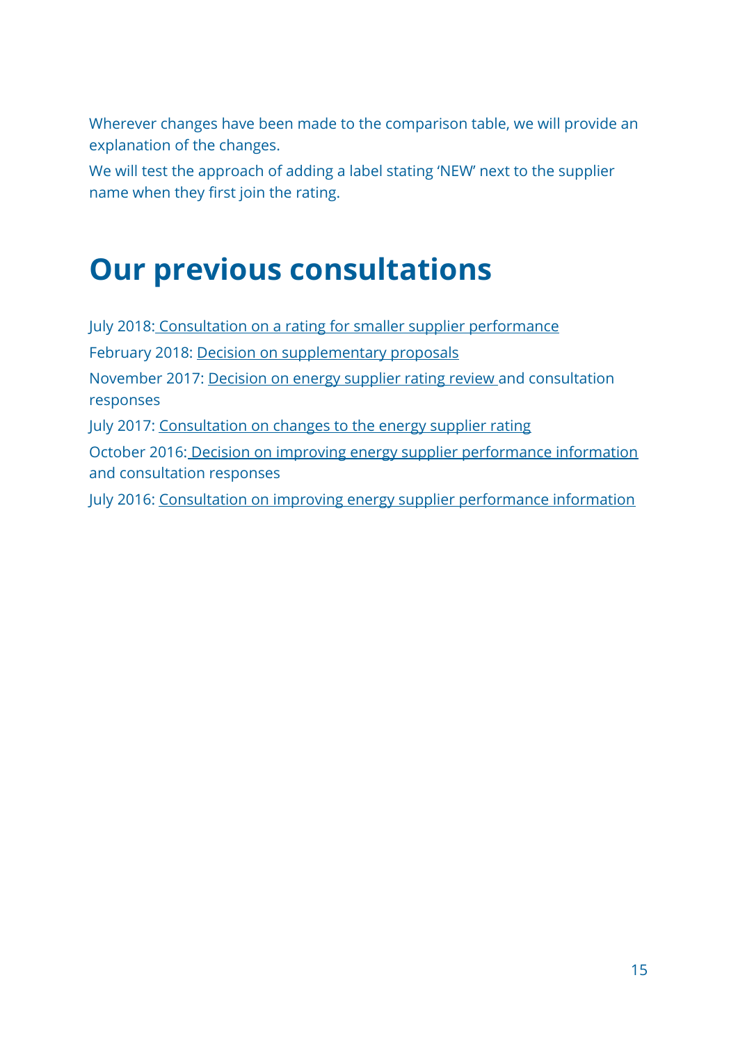Wherever changes have been made to the comparison table, we will provide an explanation of the changes.

We will test the approach of adding a label stating 'NEW' next to the supplier name when they first join the rating.

# Our previous consultations

July 2018: Consultation on a rating for smaller supplier performance

February 2018: Decision on supplementary proposals

November 2017: Decision on energy supplier rating review and consultation responses

July 2017: Consultation on changes to the energy supplier rating

October 2016: Decision on improving energy supplier performance information and consultation responses

July 2016: Consultation on improving energy supplier performance information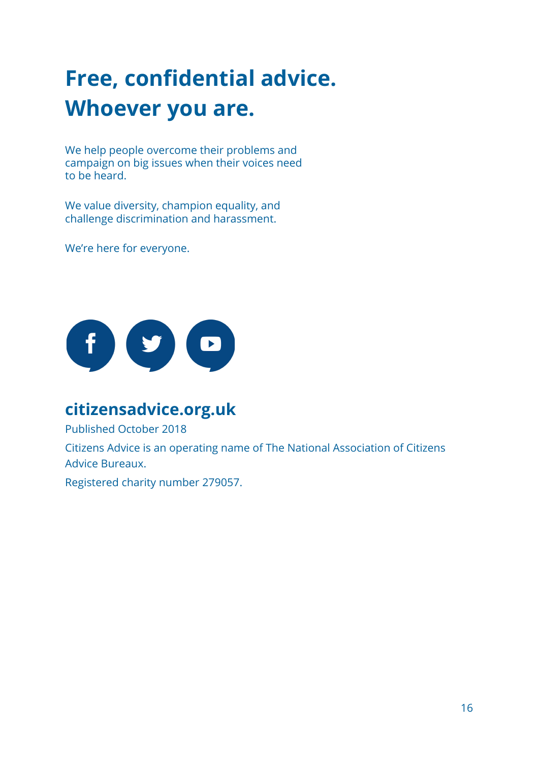# Free, confidential advice. Whoever you are.

We help people overcome their problems and campaign on big issues when their voices need to be heard.

We value diversity, champion equality, and challenge discrimination and harassment.

We're here for everyone.

## citizensadvice.org.uk

Published October 2018

Citizens Advice is an operating name of The National Association of Citizens Advice Bureaux.

Registered charity number 279057.